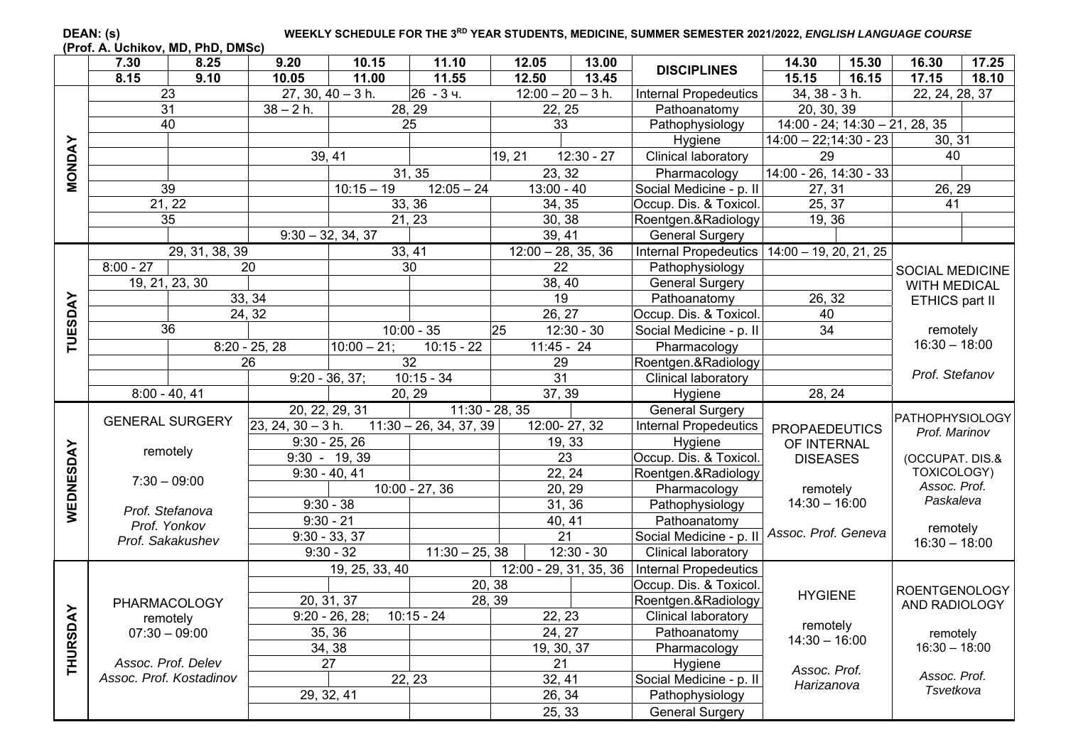**DEAN: (s)**
**(Prof. A. Uchikov, MD, PhD, DMSc)**

**WEEKLY SCHEDULE FOR THE 3RD YEAR STUDENTS, MEDICINE, SUMMER SEMESTER 2021/2022, *ENGLISH LANGUAGE COURSE***

| | 7.30 | 8.25 | 9.20 | 10.15 | 11.10 | 12.05 | 13.00 | DISCIPLINES | 14.30 | 15.30 | 16.30 | 17.25 |
|---|---|---|---|---|---|---|---|---|---|---|---|---|
| | 8.15 | 9.10 | 10.05 | 11.00 | 11.55 | 12.50 | 13.45 | | 15.15 | 16.15 | 17.15 | 18.10 |
| **MONDAY** | 23 | | 27, 30, 40 – 3 h. | | 26 - 3 ч. | 12:00 – 20 – 3 h. | | Internal Propedeutics | 34, 38 - 3 h. | | 22, 24, 28, 37 | |
| | 31 | | 38 – 2 h. | 28, 29 | | 22, 25 | | Pathoanatomy | 20, 30, 39 | | | |
| | 40 | | | 25 | | 33 | | Pathophysiology | 14:00 - 24; 14:30 – 21, 28, 35 | | | |
| | | | | | | | | Hygiene | 14:00 – 22;14:30 - 23 | | 30, 31 | |
| | | | 39, 41 | | | 19, 21 | 12:30 - 27 | Clinical laboratory | 29 | | 40 | |
| | | | | 31, 35 | | 23, 32 | | Pharmacology | 14:00 - 26, 14:30 - 33 | | | |
| | 39 | | | 10:15 – 19 | 12:05 – 24 | 13:00 - 40 | | Social Medicine - p. II | 27, 31 | | 26, 29 | |
| | 21, 22 | | | 33, 36 | | 34, 35 | | Occup. Dis. & Toxicol. | 25, 37 | | 41 | |
| | 35 | | | 21, 23 | | 30, 38 | | Roentgen.&Radiology | 19, 36 | | | |
| | | | 9:30 – 32, 34, 37 | | | 39, 41 | | General Surgery | | | | |
| **TUESDAY** | 29, 31, 38, 39 | | | 33, 41 | | 12:00 – 28, 35, 36 | | Internal Propedeutics | 14:00 – 19, 20, 21, 25 | | SOCIAL MEDICINE WITH MEDICAL ETHICS part II<br>remotely<br>16:30 – 18:00<br>*Prof. Stefanov* | |
| | 8:00 - 27 | 20 | | 30 | | 22 | | Pathophysiology | | | | |
| | 19, 21, 23, 30 | | | | | 38, 40 | | General Surgery | | | | |
| | | 33, 34 | | | | 19 | | Pathoanatomy | 26, 32 | | | |
| | | 24, 32 | | | | 26, 27 | | Occup. Dis. & Toxicol. | 40 | | | |
| | 36 | | | 10:00 - 35 | | 25 | 12:30 - 30 | Social Medicine - p. II | 34 | | | |
| | | 8:20 - 25, 28 | | 10:00 – 21; | 10:15 - 22 | 11:45 - 24 | | Pharmacology | | | | |
| | | 26 | | 32 | | 29 | | Roentgen.&Radiology | | | | |
| | | | 9:20 - 36, 37; | | 10:15 - 34 | 31 | | Clinical laboratory | | | | |
| | 8:00 - 40, 41 | | | 20, 29 | | 37, 39 | | Hygiene | 28, 24 | | | |
| **WEDNESDAY** | GENERAL SURGERY<br>remotely<br>7:30 – 09:00<br>*Prof. Stefanova*<br>*Prof. Yonkov*<br>*Prof. Sakakushev* | | 20, 22, 29, 31 | | 11:30 - 28, 35 | | | General Surgery | PROPAEDEUTICS OF INTERNAL DISEASES<br>remotely<br>14:30 – 16:00<br>*Assoc. Prof. Geneva* | | PATHOPHYSIOLOGY<br>*Prof. Marinov*<br>(OCCUPAT. DIS.& TOXICOLOGY)<br>*Assoc. Prof. Paskaleva*<br>remotely<br>16:30 – 18:00 | |
| | | | 23, 24, 30 – 3 h. | 11:30 – 26, 34, 37, 39 | | 12:00- 27, 32 | | Internal Propedeutics | | | | |
| | | | 9:30 - 25, 26 | | | 19, 33 | | Hygiene | | | | |
| | | | 9:30 - 19, 39 | | | 23 | | Occup. Dis. & Toxicol. | | | | |
| | | | 9:30 - 40, 41 | | | 22, 24 | | Roentgen.&Radiology | | | | |
| | | | | 10:00 - 27, 36 | | 20, 29 | | Pharmacology | | | | |
| | | | 9:30 - 38 | | | 31, 36 | | Pathophysiology | | | | |
| | | | 9:30 - 21 | | | 40, 41 | | Pathoanatomy | | | | |
| | | | 9:30 - 33, 37 | | | 21 | | Social Medicine - p. II | | | | |
| | | | 9:30 - 32 | | 11:30 – 25, 38 | | 12:30 - 30 | Clinical laboratory | | | | |
| **THURSDAY** | PHARMACOLOGY<br>remotely<br>07:30 – 09:00<br>*Assoc. Prof. Delev*<br>*Assoc. Prof. Kostadinov* | | 19, 25, 33, 40 | | | 12:00 - 29, 31, 35, 36 | | Internal Propedeutics | HYGIENE<br>remotely<br>14:30 – 16:00<br>*Assoc. Prof. Harizanova* | | ROENTGENOLOGY AND RADIOLOGY<br>remotely<br>16:30 – 18:00<br>*Assoc. Prof. Tsvetkova* | |
| | | | | | 20, 38 | | | Occup. Dis. & Toxicol. | | | | |
| | | | 20, 31, 37 | | 28, 39 | | | Roentgen.&Radiology | | | | |
| | | | 9:20 - 26, 28; | 10:15 - 24 | | 22, 23 | | Clinical laboratory | | | | |
| | | | 35, 36 | | | 24, 27 | | Pathoanatomy | | | | |
| | | | 34, 38 | | | 19, 30, 37 | | Pharmacology | | | | |
| | | | 27 | | | 21 | | Hygiene | | | | |
| | | | | 22, 23 | | 32, 41 | | Social Medicine - p. II | | | | |
| | | | 29, 32, 41 | | | 26, 34 | | Pathophysiology | | | | |
| | | | | | | 25, 33 | | General Surgery | | | | |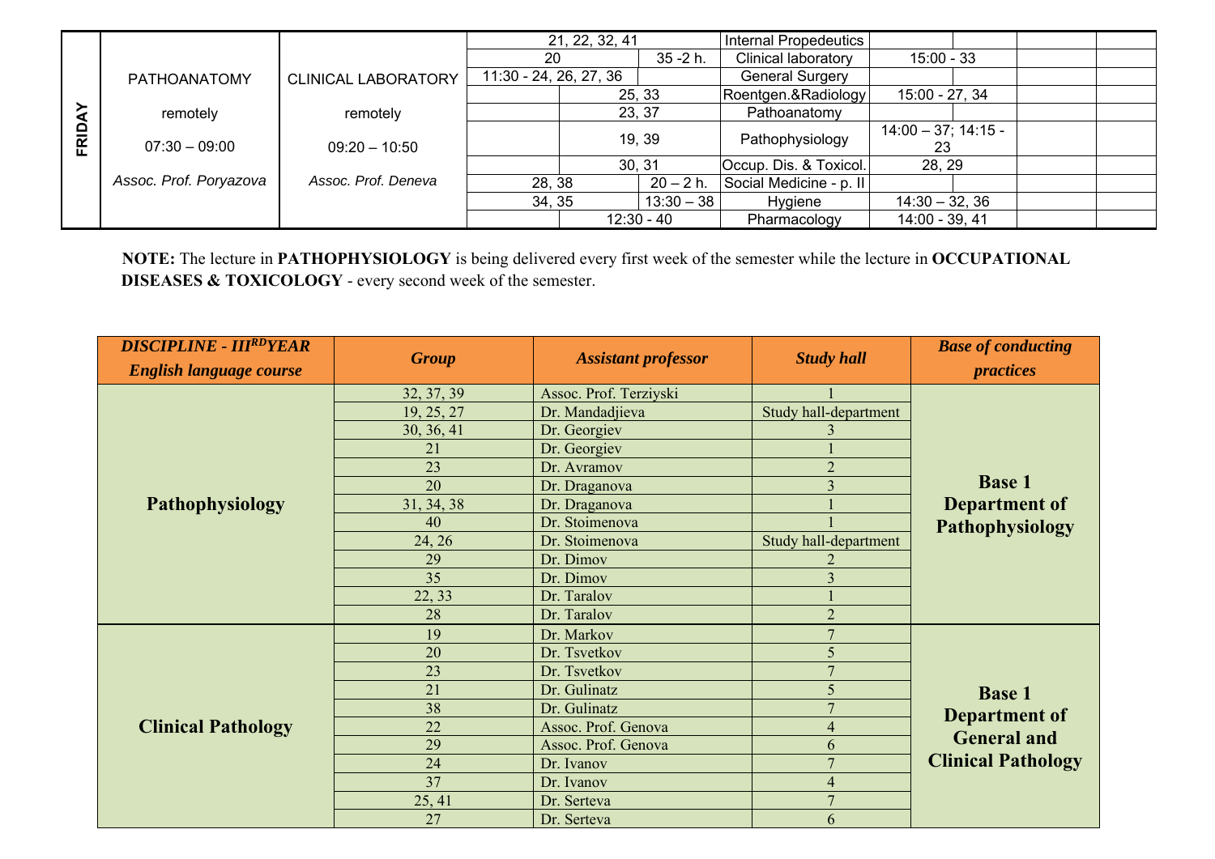| | | | | | | | | | |
|---|---|---|---|---|---|---|---|---|---|
| **FRIDAY** | PATHOANATOMY<br><br>remotely<br><br>07:30 – 09:00<br><br>*Assoc. Prof. Poryazova* | CLINICAL LABORATORY<br><br>remotely<br><br>09:20 – 10:50<br><br>*Assoc. Prof. Deneva* | 21, 22, 32, 41 | | Internal Propedeutics | | | | |
| | | | 20 | 35 -2 h. | Clinical laboratory | 15:00 - 33 | | | |
| | | | 11:30 - 24, 26, 27, 36 | | General Surgery | | | | |
| | | | 25, 33 | | Roentgen.&Radiology | 15:00 - 27, 34 | | | |
| | | | 23, 37 | | Pathoanatomy | | | | |
| | | | 19, 39 | | Pathophysiology | 14:00 – 37; 14:15 - 23 | | | |
| | | | 30, 31 | | Occup. Dis. & Toxicol. | 28, 29 | | | |
| | | | 28, 38 | 20 – 2 h. | Social Medicine - p. II | | | | |
| | | | 34, 35 | 13:30 – 38 | Hygiene | 14:30 – 32, 36 | | | |
| | | | 12:30 - 40 | | Pharmacology | 14:00 - 39, 41 | | | |

**NOTE:** The lecture in **PATHOPHYSIOLOGY** is being delivered every first week of the semester while the lecture in **OCCUPATIONAL DISEASES & TOXICOLOGY** - every second week of the semester.

| *DISCIPLINE - III[RD] YEAR English language course* | *Group* | *Assistant professor* | *Study hall* | *Base of conducting practices* |
|---|---|---|---|---|
| **Pathophysiology** | 32, 37, 39 | Assoc. Prof. Terziyski | 1 | **Base 1 Department of Pathophysiology** |
| | 19, 25, 27 | Dr. Mandadjieva | Study hall-department | |
| | 30, 36, 41 | Dr. Georgiev | 3 | |
| | 21 | Dr. Georgiev | 1 | |
| | 23 | Dr. Avramov | 2 | |
| | 20 | Dr. Draganova | 3 | |
| | 31, 34, 38 | Dr. Draganova | 1 | |
| | 40 | Dr. Stoimenova | 1 | |
| | 24, 26 | Dr. Stoimenova | Study hall-department | |
| | 29 | Dr. Dimov | 2 | |
| | 35 | Dr. Dimov | 3 | |
| | 22, 33 | Dr. Taralov | 1 | |
| | 28 | Dr. Taralov | 2 | |
| **Clinical Pathology** | 19 | Dr. Markov | 7 | **Base 1 Department of General and Clinical Pathology** |
| | 20 | Dr. Tsvetkov | 5 | |
| | 23 | Dr. Tsvetkov | 7 | |
| | 21 | Dr. Gulinatz | 5 | |
| | 38 | Dr. Gulinatz | 7 | |
| | 22 | Assoc. Prof. Genova | 4 | |
| | 29 | Assoc. Prof. Genova | 6 | |
| | 24 | Dr. Ivanov | 7 | |
| | 37 | Dr. Ivanov | 4 | |
| | 25, 41 | Dr. Serteva | 7 | |
| | 27 | Dr. Serteva | 6 | |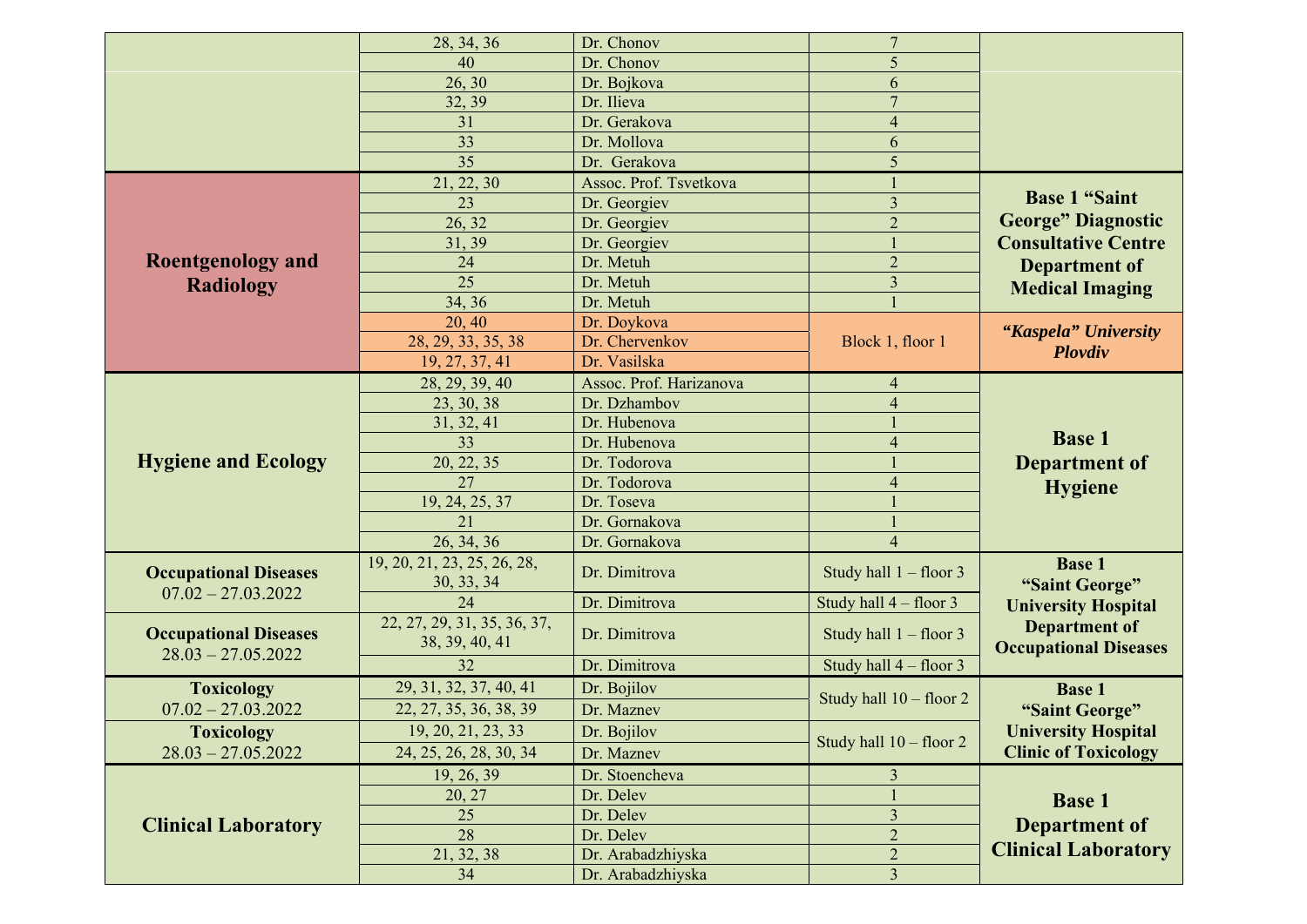| | | | | |
|---|---|---|---|---|
| | 28, 34, 36 | Dr. Chonov | 7 | |
| | 40 | Dr. Chonov | 5 | |
| | 26, 30 | Dr. Bojkova | 6 | |
| | 32, 39 | Dr. Ilieva | 7 | |
| | 31 | Dr. Gerakova | 4 | |
| | 33 | Dr. Mollova | 6 | |
| | 35 | Dr. Gerakova | 5 | |
| **Roentgenology and Radiology** | 21, 22, 30 | Assoc. Prof. Tsvetkova | 1 | **Base 1 "Saint George" Diagnostic Consultative Centre Department of Medical Imaging** |
| | 23 | Dr. Georgiev | 3 | |
| | 26, 32 | Dr. Georgiev | 2 | |
| | 31, 39 | Dr. Georgiev | 1 | |
| | 24 | Dr. Metuh | 2 | |
| | 25 | Dr. Metuh | 3 | |
| | 34, 36 | Dr. Metuh | 1 | |
| | 20, 40 | Dr. Doykova | Block 1, floor 1 | ***"Kaspela" University Plovdiv*** |
| | 28, 29, 33, 35, 38 | Dr. Chervenkov | | |
| | 19, 27, 37, 41 | Dr. Vasilska | | |
| **Hygiene and Ecology** | 28, 29, 39, 40 | Assoc. Prof. Harizanova | 4 | **Base 1 Department of Hygiene** |
| | 23, 30, 38 | Dr. Dzhambov | 4 | |
| | 31, 32, 41 | Dr. Hubenova | 1 | |
| | 33 | Dr. Hubenova | 4 | |
| | 20, 22, 35 | Dr. Todorova | 1 | |
| | 27 | Dr. Todorova | 4 | |
| | 19, 24, 25, 37 | Dr. Toseva | 1 | |
| | 21 | Dr. Gornakova | 1 | |
| | 26, 34, 36 | Dr. Gornakova | 4 | |
| **Occupational Diseases** 07.02 – 27.03.2022 | 19, 20, 21, 23, 25, 26, 28, 30, 33, 34 | Dr. Dimitrova | Study hall 1 – floor 3 | **Base 1 "Saint George" University Hospital Department of Occupational Diseases** |
| | 24 | Dr. Dimitrova | Study hall 4 – floor 3 | |
| **Occupational Diseases** 28.03 – 27.05.2022 | 22, 27, 29, 31, 35, 36, 37, 38, 39, 40, 41 | Dr. Dimitrova | Study hall 1 – floor 3 | |
| | 32 | Dr. Dimitrova | Study hall 4 – floor 3 | |
| **Toxicology** 07.02 – 27.03.2022 | 29, 31, 32, 37, 40, 41 | Dr. Bojilov | Study hall 10 – floor 2 | **Base 1 "Saint George" University Hospital Clinic of Toxicology** |
| | 22, 27, 35, 36, 38, 39 | Dr. Maznev | | |
| **Toxicology** 28.03 – 27.05.2022 | 19, 20, 21, 23, 33 | Dr. Bojilov | Study hall 10 – floor 2 | |
| | 24, 25, 26, 28, 30, 34 | Dr. Maznev | | |
| **Clinical Laboratory** | 19, 26, 39 | Dr. Stoencheva | 3 | **Base 1 Department of Clinical Laboratory** |
| | 20, 27 | Dr. Delev | 1 | |
| | 25 | Dr. Delev | 3 | |
| | 28 | Dr. Delev | 2 | |
| | 21, 32, 38 | Dr. Arabadzhiyska | 2 | |
| | 34 | Dr. Arabadzhiyska | 3 | |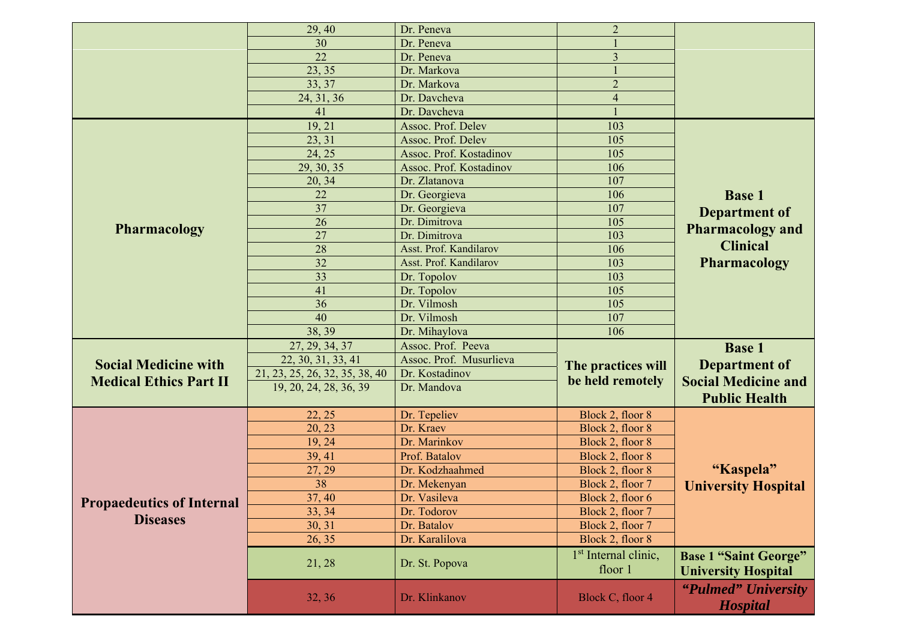| | | | | |
|---|---|---|---|---|
| | 29, 40 | Dr. Peneva | 2 | |
| | 30 | Dr. Peneva | 1 | |
| | 22 | Dr. Peneva | 3 | |
| | 23, 35 | Dr. Markova | 1 | |
| | 33, 37 | Dr. Markova | 2 | |
| | 24, 31, 36 | Dr. Davcheva | 4 | |
| | 41 | Dr. Davcheva | 1 | |
| **Pharmacology** | 19, 21 | Assoc. Prof. Delev | 103 | **Base 1 Department of Pharmacology and Clinical Pharmacology** |
| | 23, 31 | Assoc. Prof. Delev | 105 | |
| | 24, 25 | Assoc. Prof. Kostadinov | 105 | |
| | 29, 30, 35 | Assoc. Prof. Kostadinov | 106 | |
| | 20, 34 | Dr. Zlatanova | 107 | |
| | 22 | Dr. Georgieva | 106 | |
| | 37 | Dr. Georgieva | 107 | |
| | 26 | Dr. Dimitrova | 105 | |
| | 27 | Dr. Dimitrova | 103 | |
| | 28 | Asst. Prof. Kandilarov | 106 | |
| | 32 | Asst. Prof. Kandilarov | 103 | |
| | 33 | Dr. Topolov | 103 | |
| | 41 | Dr. Topolov | 105 | |
| | 36 | Dr. Vilmosh | 105 | |
| | 40 | Dr. Vilmosh | 107 | |
| | 38, 39 | Dr. Mihaylova | 106 | |
| **Social Medicine with Medical Ethics Part II** | 27, 29, 34, 37 | Assoc. Prof. Peeva | **The practices will be held remotely** | **Base 1 Department of Social Medicine and Public Health** |
| | 22, 30, 31, 33, 41 | Assoc. Prof. Musurlieva | | |
| | 21, 23, 25, 26, 32, 35, 38, 40 | Dr. Kostadinov | | |
| | 19, 20, 24, 28, 36, 39 | Dr. Mandova | | |
| **Propaedeutics of Internal Diseases** | 22, 25 | Dr. Tepeliev | Block 2, floor 8 | **“Kaspela” University Hospital** |
| | 20, 23 | Dr. Kraev | Block 2, floor 8 | |
| | 19, 24 | Dr. Marinkov | Block 2, floor 8 | |
| | 39, 41 | Prof. Batalov | Block 2, floor 8 | |
| | 27, 29 | Dr. Kodzhaahmed | Block 2, floor 8 | |
| | 38 | Dr. Mekenyan | Block 2, floor 7 | |
| | 37, 40 | Dr. Vasileva | Block 2, floor 6 | |
| | 33, 34 | Dr. Todorov | Block 2, floor 7 | |
| | 30, 31 | Dr. Batalov | Block 2, floor 7 | |
| | 26, 35 | Dr. Karalilova | Block 2, floor 8 | |
| | 21, 28 | Dr. St. Popova | 1st Internal clinic, floor 1 | **Base 1 “Saint George” University Hospital** |
| | 32, 36 | Dr. Klinkanov | Block C, floor 4 | ***“Pulmed” University Hospital*** |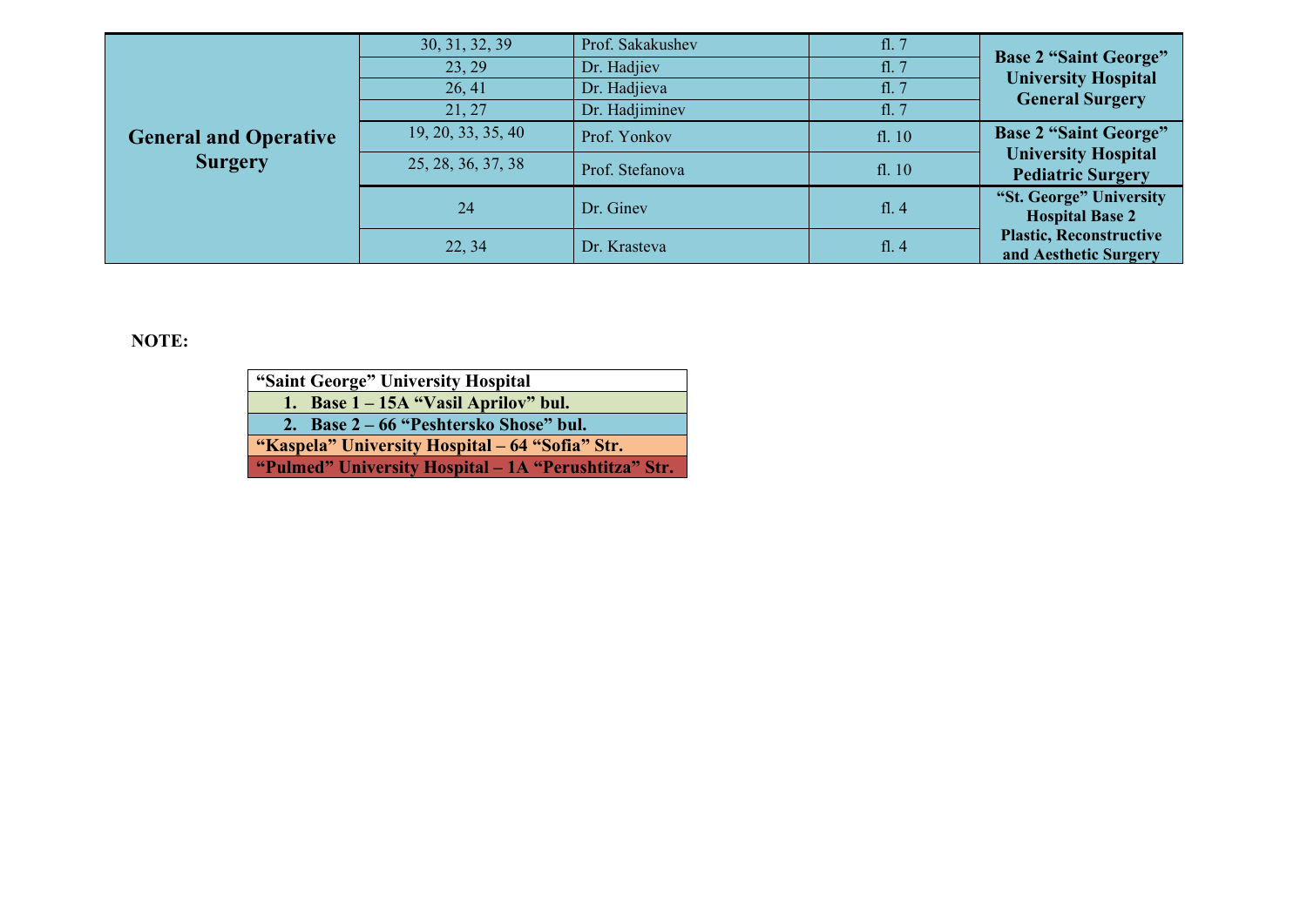| | | | | |
|---|---|---|---|---|
| **General and Operative Surgery** | 30, 31, 32, 39 | Prof. Sakakushev | fl. 7 | **Base 2 "Saint George" University Hospital General Surgery** |
| | 23, 29 | Dr. Hadjiev | fl. 7 | |
| | 26, 41 | Dr. Hadjieva | fl. 7 | |
| | 21, 27 | Dr. Hadjiminev | fl. 7 | |
| | 19, 20, 33, 35, 40 | Prof. Yonkov | fl. 10 | **Base 2 "Saint George" University Hospital Pediatric Surgery** |
| | 25, 28, 36, 37, 38 | Prof. Stefanova | fl. 10 | |
| | 24 | Dr. Ginev | fl. 4 | **"St. George" University Hospital Base 2 Plastic, Reconstructive and Aesthetic Surgery** |
| | 22, 34 | Dr. Krasteva | fl. 4 | |

**NOTE:**

| **"Saint George" University Hospital** |
|---|
| **1. Base 1 – 15A "Vasil Aprilov" bul.** |
| **2. Base 2 – 66 "Peshtersko Shose" bul.** |
| **"Kaspela" University Hospital – 64 "Sofia" Str.** |
| **"Pulmed" University Hospital – 1A "Perushtitza" Str.** |